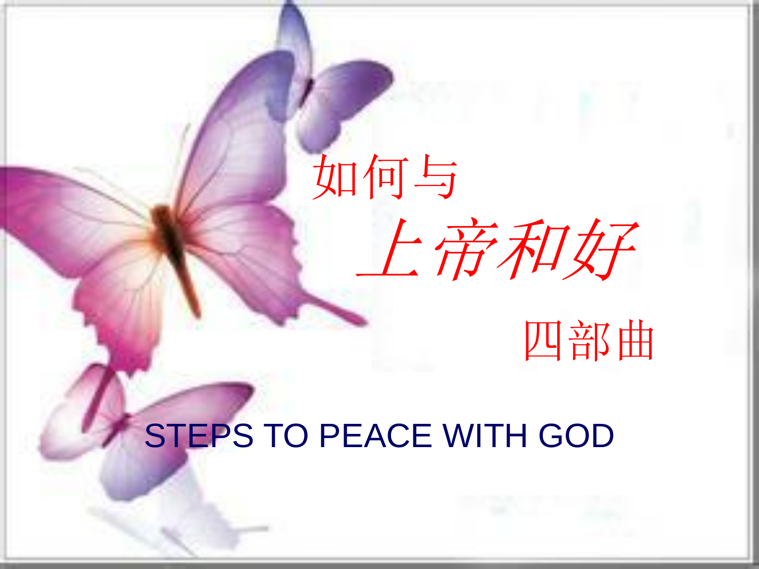# 如何与上帝和好四部曲

## STEPS TO PEACE WITH GOD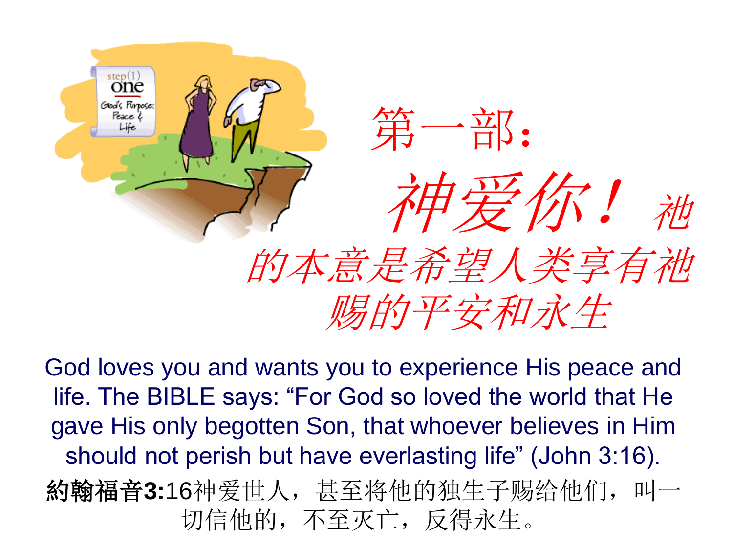# 第一部:

## *神爱你！祂的本意是希望人类享有祂赐的平安和永生*

God loves you and wants you to experience His peace and life. The BIBLE says: “For God so loved the world that He gave His only begotten Son, that whoever believes in Him should not perish but have everlasting life” (John 3:16).

**約翰福音3:**16神爱世人，甚至将他的独生子赐给他们，叫一切信他的，不至灭亡，反得永生。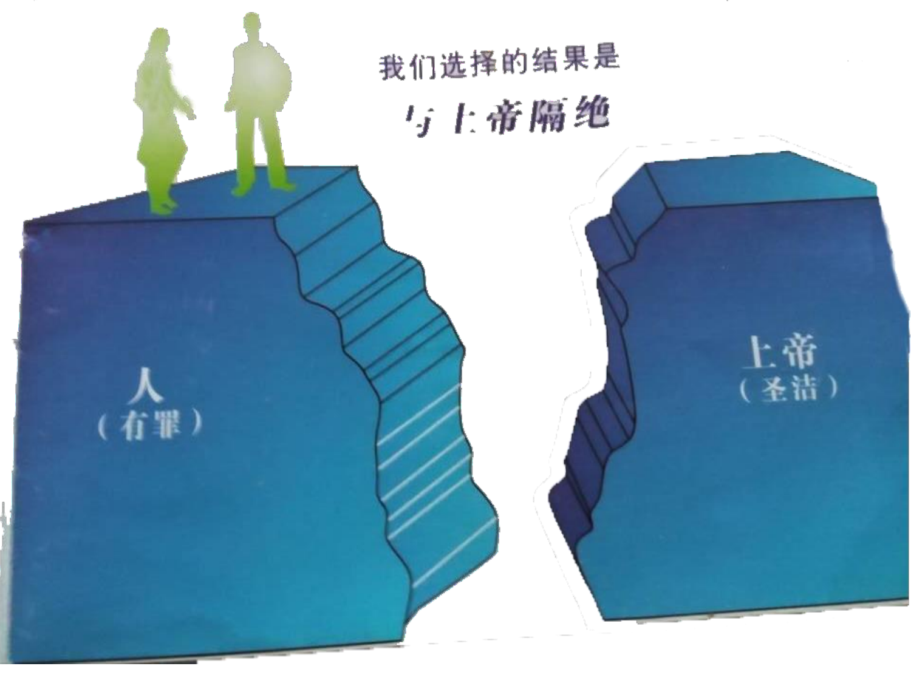我们选择的结果是

**与上帝隔绝**

人
（有罪）

上帝
（圣洁）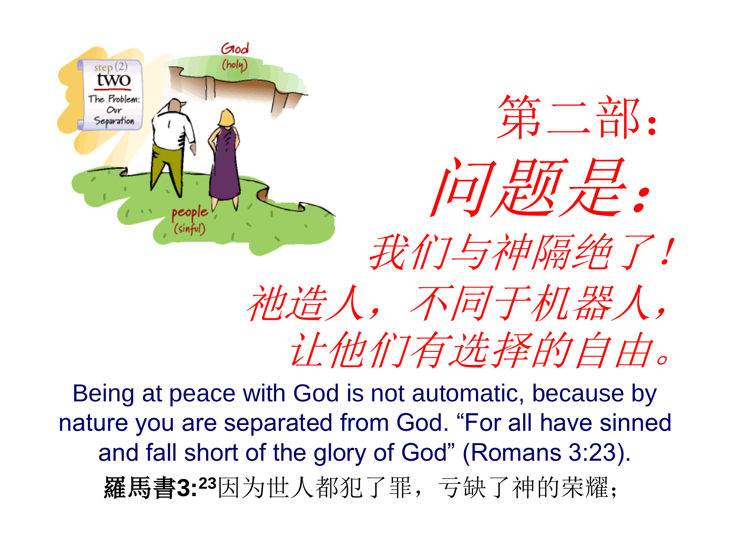# 第二部：

## *问题是：*

*我们与神隔绝了！*

*祂造人，不同于机器人，*
*让他们有选择的自由。*

Being at peace with God is not automatic, because by nature you are separated from God. “For all have sinned and fall short of the glory of God” (Romans 3:23).

**羅馬書3:**[23]因为世人都犯了罪，亏缺了神的荣耀；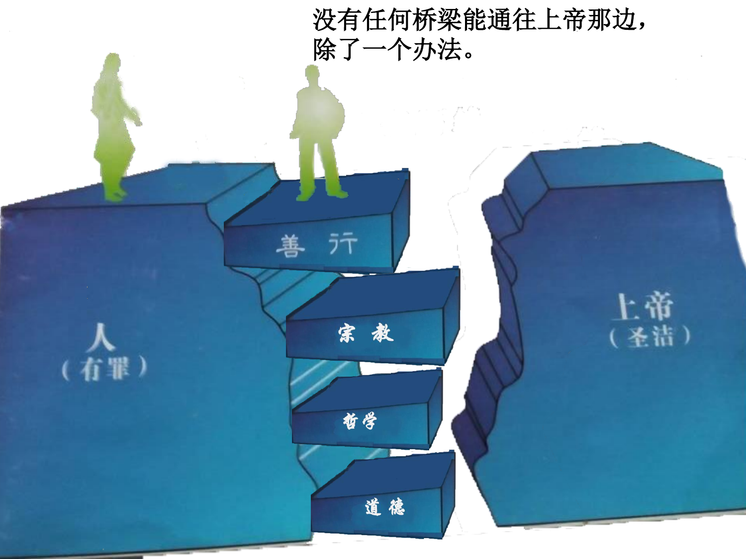没有任何桥梁能通往上帝那边，
除了一个办法。

人
（有罪）

善 行

宗 教

哲学

道 德

上帝
（圣洁）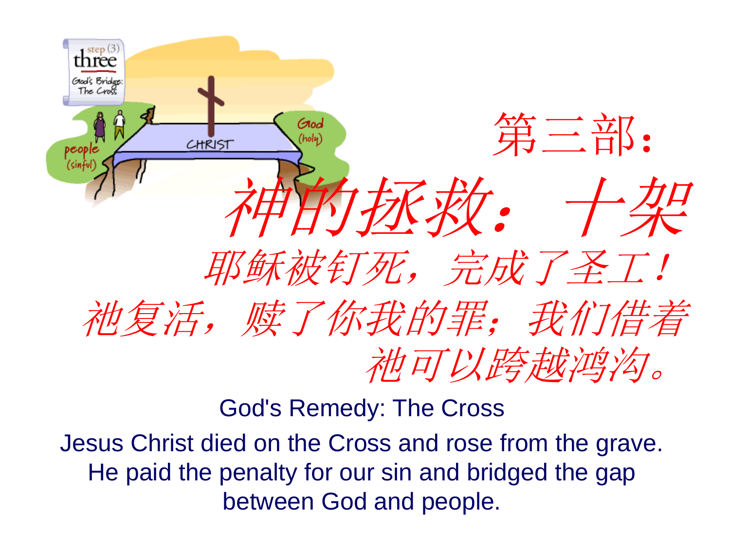# 第三部：

## *神的拯救：十架*

*耶稣被钉死，完成了圣工！*

*祂复活，赎了你我的罪；我们借着祂可以跨越鸿沟。*

God's Remedy: The Cross

Jesus Christ died on the Cross and rose from the grave. He paid the penalty for our sin and bridged the gap between God and people.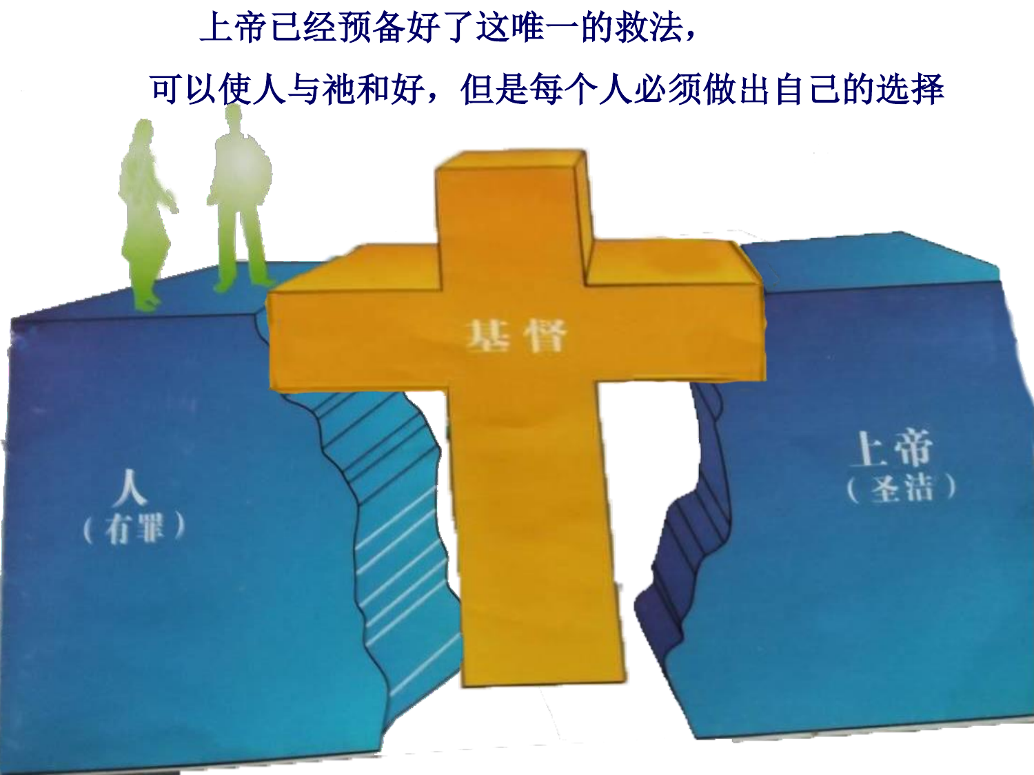上帝已经预备好了这唯一的救法，

可以使人与祂和好，但是每个人必须做出自己的选择

人

（有罪）

基督

上帝

（圣洁）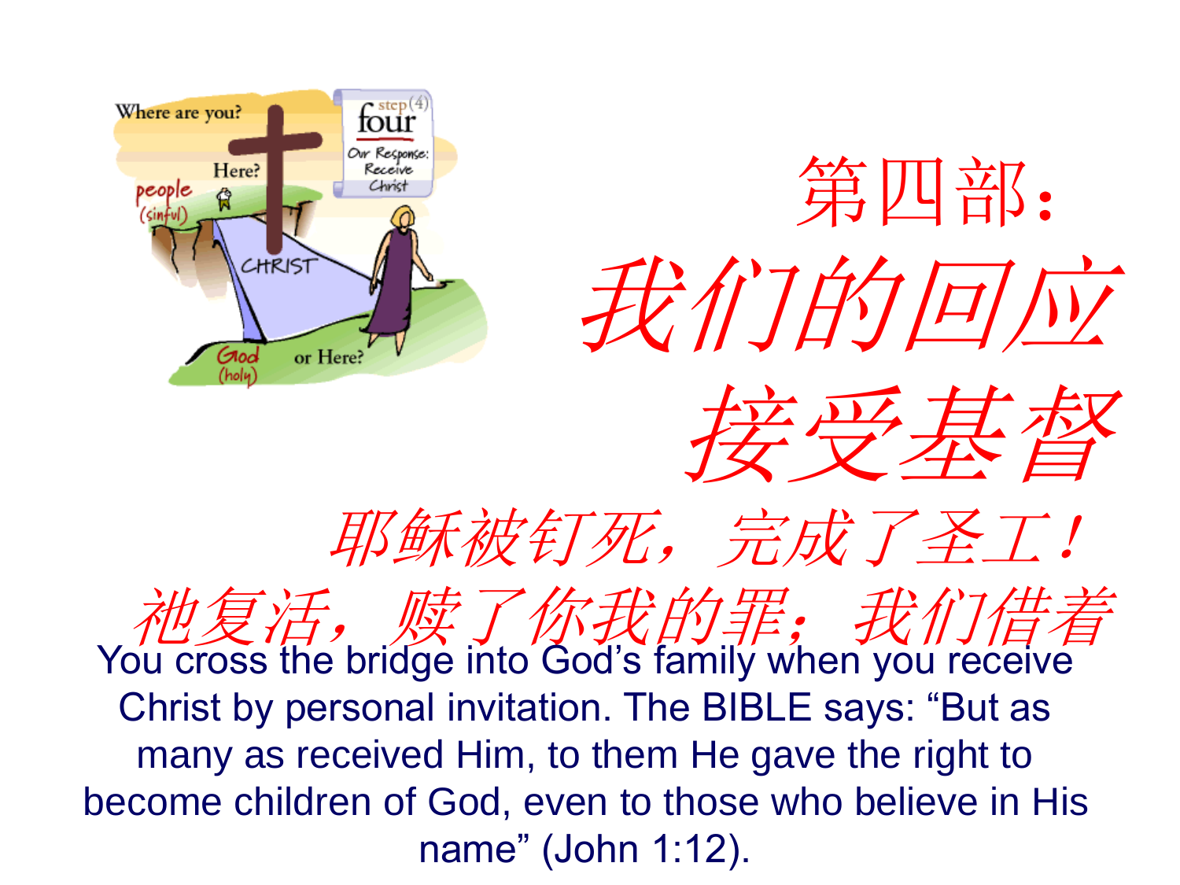# 第四部：

## *我们的回应*

## *接受基督*

*耶稣被钉死，完成了圣工！*

*祂复活，赎了你我的罪；我们借着*

You cross the bridge into God's family when you receive Christ by personal invitation. The BIBLE says: "But as many as received Him, to them He gave the right to become children of God, even to those who believe in His name" (John 1:12).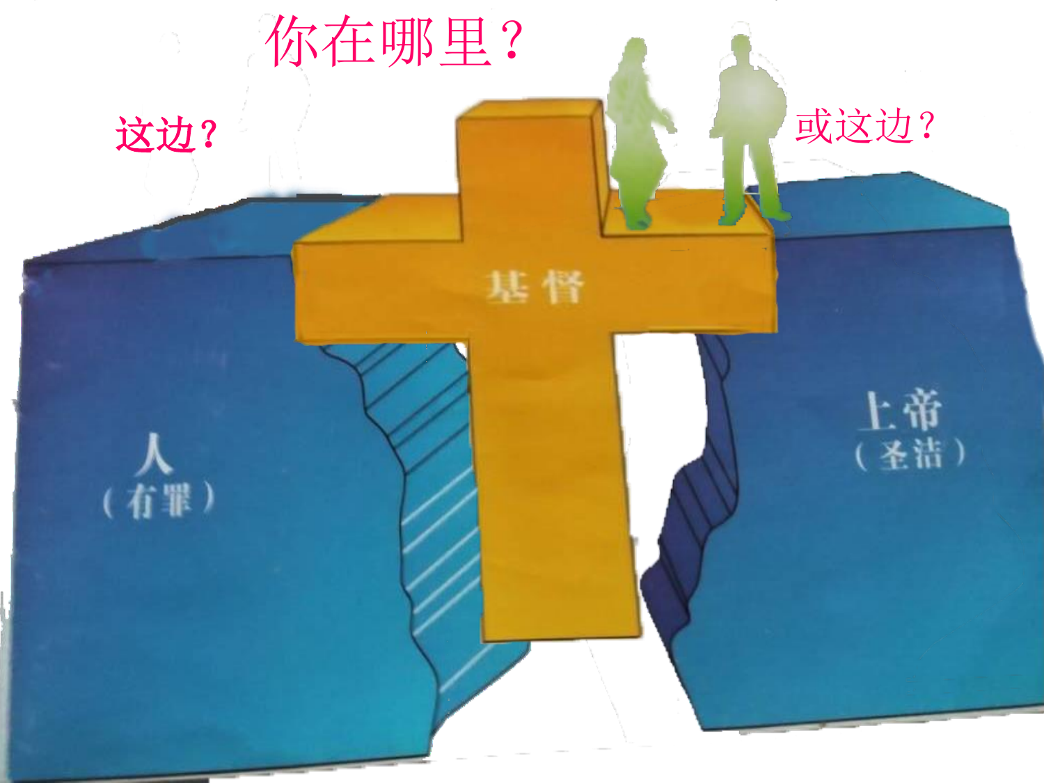你在哪里？

这边？

或这边？

基督

人
（有罪）

上帝
（圣洁）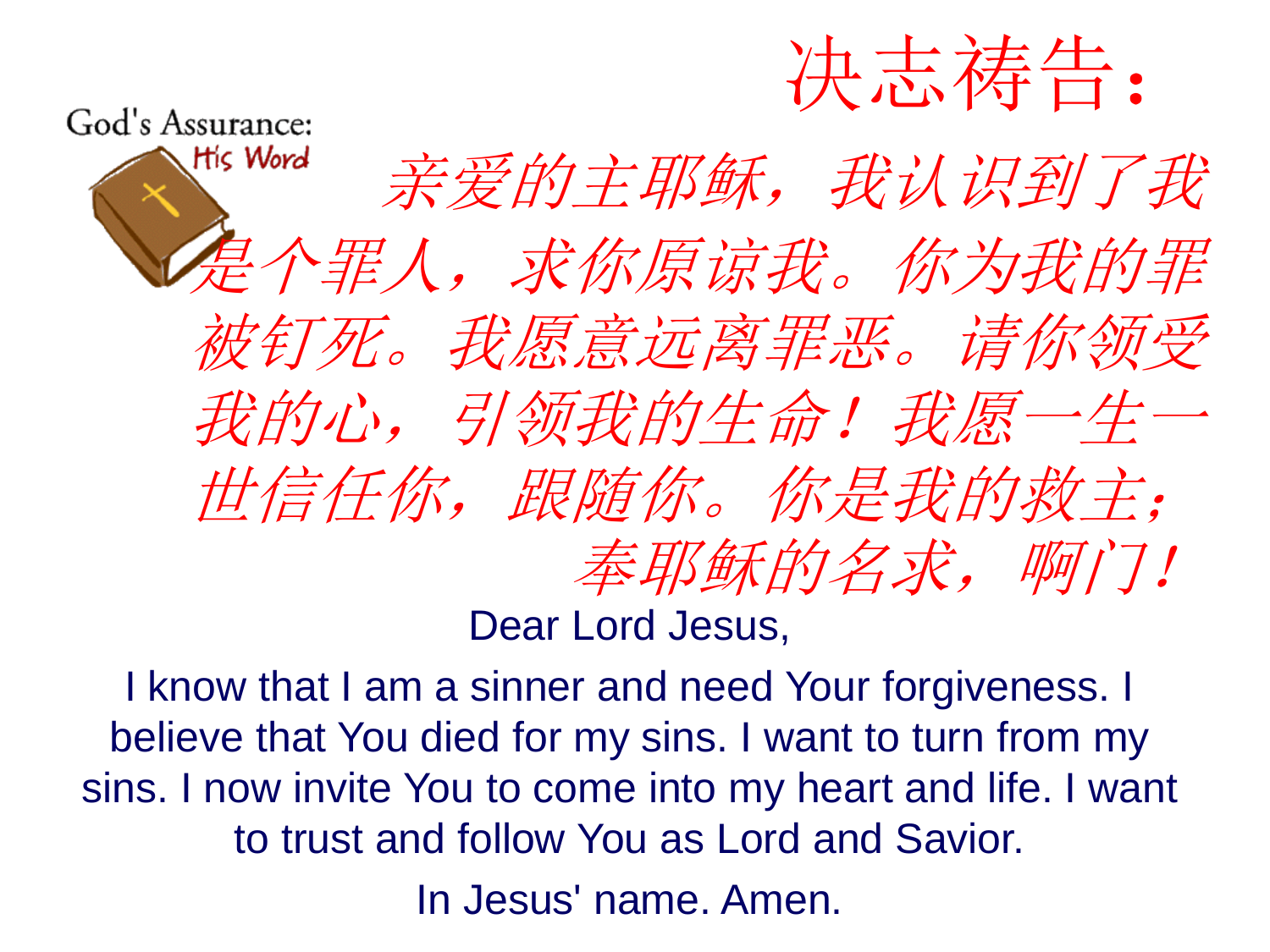# 决志祷告：

God's Assurance: His Word

*亲爱的主耶稣，我认识到了我是个罪人，求你原谅我。你为我的罪被钉死。我愿意远离罪恶。请你领受我的心，引领我的生命！我愿一生一世信任你，跟随你。你是我的救主；奉耶稣的名求，啊门！*

Dear Lord Jesus,

I know that I am a sinner and need Your forgiveness. I believe that You died for my sins. I want to turn from my sins. I now invite You to come into my heart and life. I want to trust and follow You as Lord and Savior.

In Jesus' name. Amen.